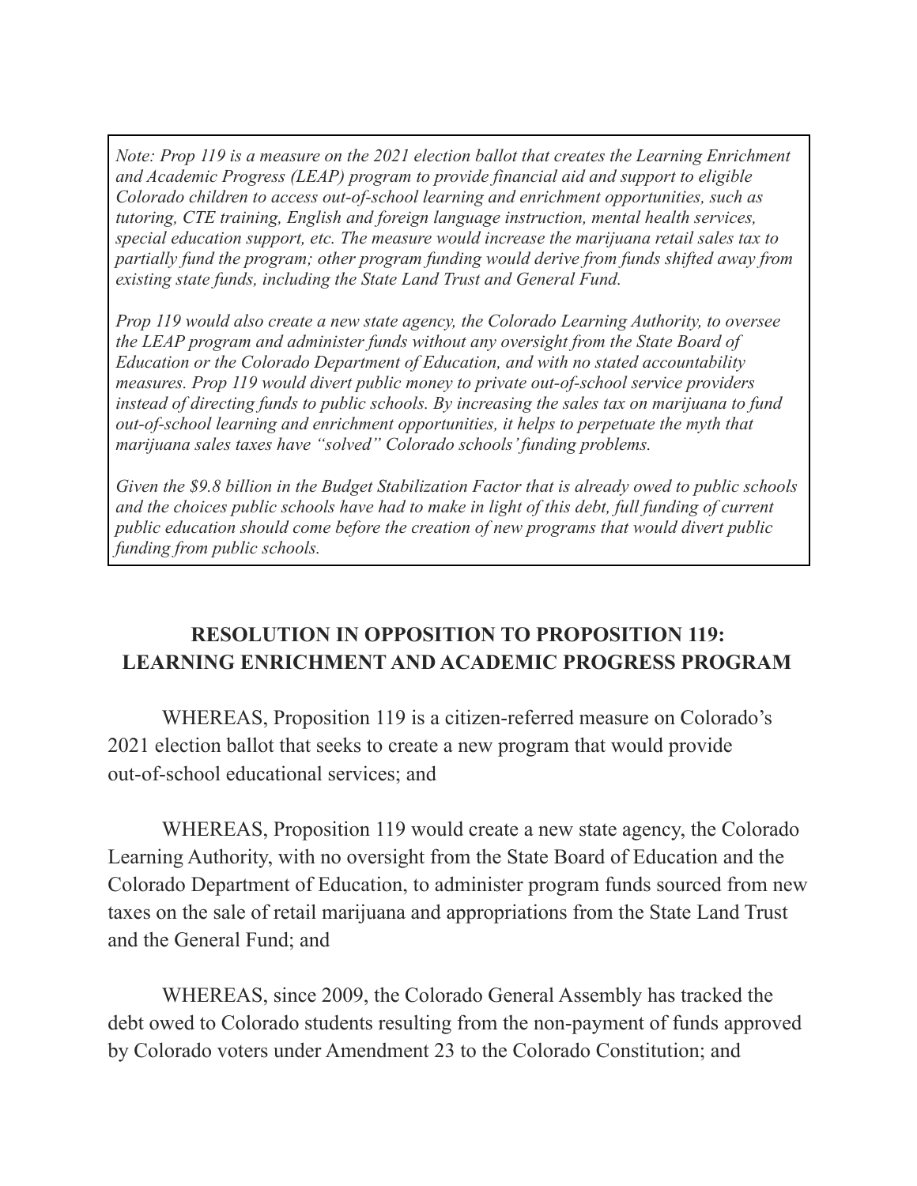*Note: Prop 119 is a measure on the 2021 election ballot that creates the Learning Enrichment and Academic Progress (LEAP) program to provide financial aid and support to eligible Colorado children to access out-of-school learning and enrichment opportunities, such as tutoring, CTE training, English and foreign language instruction, mental health services, special education support, etc. The measure would increase the marijuana retail sales tax to partially fund the program; other program funding would derive from funds shifted away from existing state funds, including the State Land Trust and General Fund.*

*Prop 119 would also create a new state agency, the Colorado Learning Authority, to oversee the LEAP program and administer funds without any oversight from the State Board of Education or the Colorado Department of Education, and with no stated accountability measures. Prop 119 would divert public money to private out-of-school service providers instead of directing funds to public schools. By increasing the sales tax on marijuana to fund out-of-school learning and enrichment opportunities, it helps to perpetuate the myth that marijuana sales taxes have "solved" Colorado schools' funding problems.*

*Given the $9.8 billion in the Budget Stabilization Factor that is already owed to public schools and the choices public schools have had to make in light of this debt, full funding of current public education should come before the creation of new programs that would divert public funding from public schools.*

## RESOLUTION IN OPPOSITION TO PROPOSITION 119: LEARNING ENRICHMENT AND ACADEMIC PROGRESS PROGRAM

WHEREAS, Proposition 119 is a citizen-referred measure on Colorado's 2021 election ballot that seeks to create a new program that would provide out-of-school educational services; and

WHEREAS, Proposition 119 would create a new state agency, the Colorado Learning Authority, with no oversight from the State Board of Education and the Colorado Department of Education, to administer program funds sourced from new taxes on the sale of retail marijuana and appropriations from the State Land Trust and the General Fund; and

WHEREAS, since 2009, the Colorado General Assembly has tracked the debt owed to Colorado students resulting from the non-payment of funds approved by Colorado voters under Amendment 23 to the Colorado Constitution; and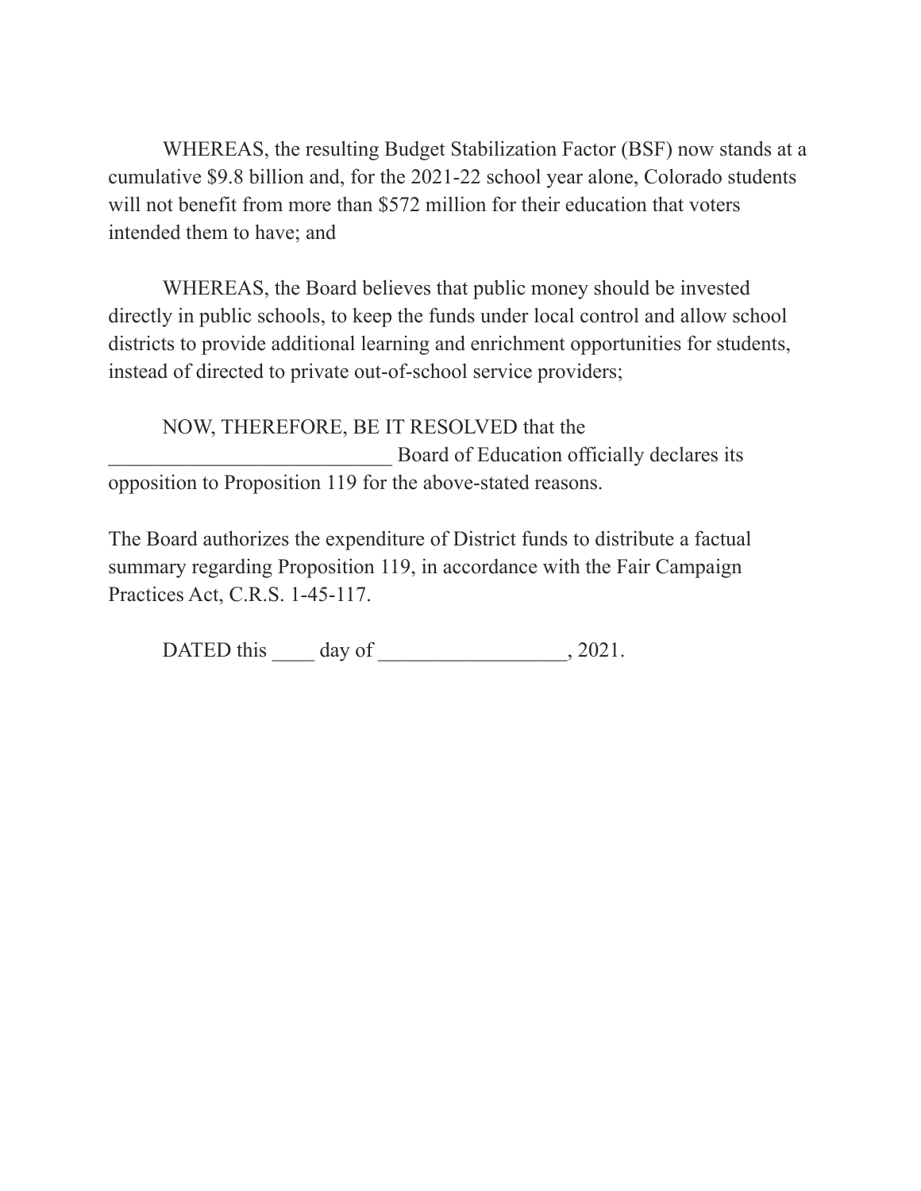WHEREAS, the resulting Budget Stabilization Factor (BSF) now stands at a cumulative $9.8 billion and, for the 2021-22 school year alone, Colorado students will not benefit from more than $572 million for their education that voters intended them to have; and

WHEREAS, the Board believes that public money should be invested directly in public schools, to keep the funds under local control and allow school districts to provide additional learning and enrichment opportunities for students, instead of directed to private out-of-school service providers;

NOW, THEREFORE, BE IT RESOLVED that the ___________________________ Board of Education officially declares its opposition to Proposition 119 for the above-stated reasons.

The Board authorizes the expenditure of District funds to distribute a factual summary regarding Proposition 119, in accordance with the Fair Campaign Practices Act, C.R.S. 1-45-117.

DATED this ____ day of __________________, 2021.